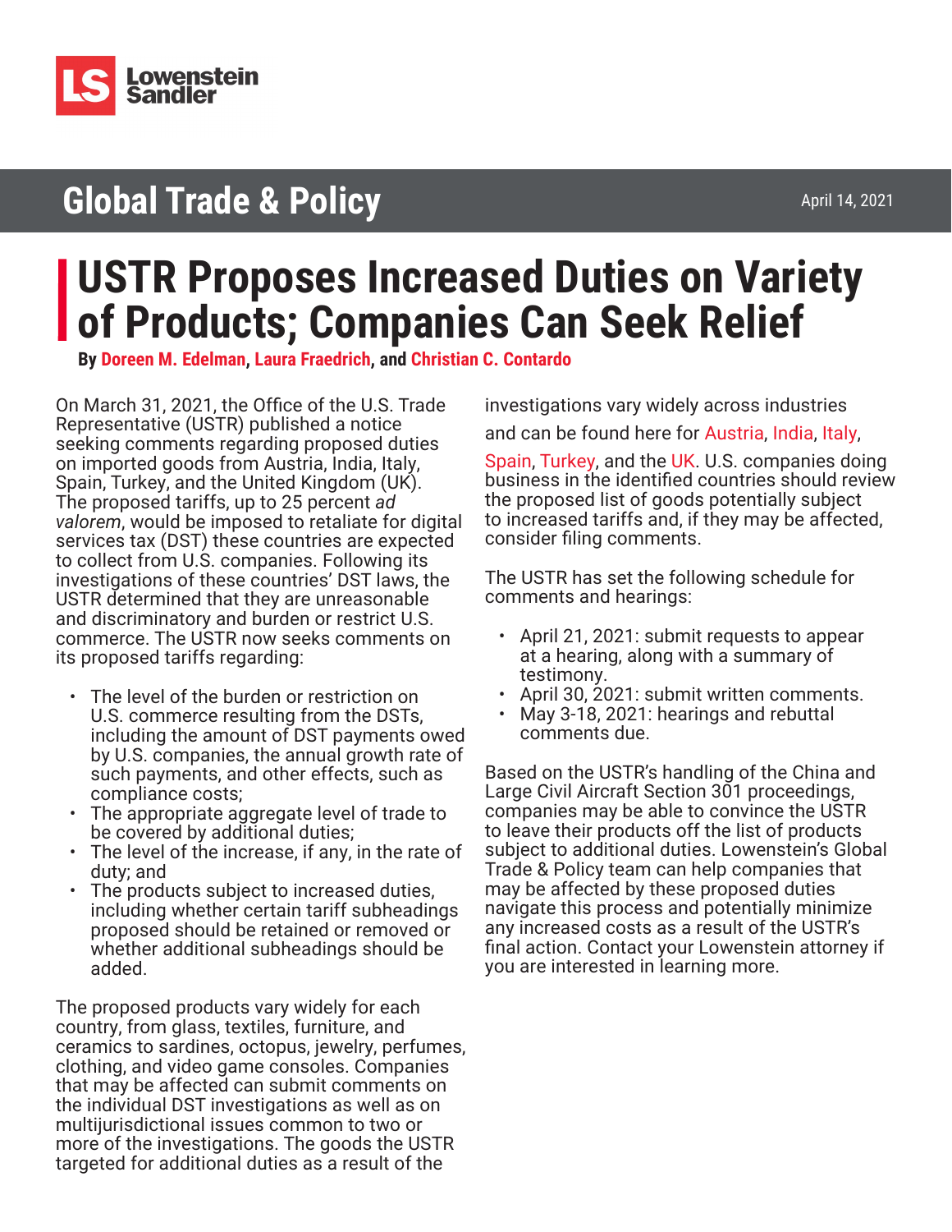Lowenstein Sandler

## Global Trade & Policy

April 14, 2021

# USTR Proposes Increased Duties on Variety of Products; Companies Can Seek Relief

**By Doreen M. Edelman, Laura Fraedrich, and Christian C. Contardo**

On March 31, 2021, the Office of the U.S. Trade Representative (USTR) published a notice seeking comments regarding proposed duties on imported goods from Austria, India, Italy, Spain, Turkey, and the United Kingdom (UK). The proposed tariffs, up to 25 percent *ad valorem*, would be imposed to retaliate for digital services tax (DST) these countries are expected to collect from U.S. companies. Following its investigations of these countries' DST laws, the USTR determined that they are unreasonable and discriminatory and burden or restrict U.S. commerce. The USTR now seeks comments on its proposed tariffs regarding:

- The level of the burden or restriction on U.S. commerce resulting from the DSTs, including the amount of DST payments owed by U.S. companies, the annual growth rate of such payments, and other effects, such as compliance costs;
- The appropriate aggregate level of trade to be covered by additional duties;
- The level of the increase, if any, in the rate of duty; and
- The products subject to increased duties, including whether certain tariff subheadings proposed should be retained or removed or whether additional subheadings should be added.

The proposed products vary widely for each country, from glass, textiles, furniture, and ceramics to sardines, octopus, jewelry, perfumes, clothing, and video game consoles. Companies that may be affected can submit comments on the individual DST investigations as well as on multijurisdictional issues common to two or more of the investigations. The goods the USTR targeted for additional duties as a result of the investigations vary widely across industries and can be found here for Austria, India, Italy, Spain, Turkey, and the UK. U.S. companies doing business in the identified countries should review the proposed list of goods potentially subject to increased tariffs and, if they may be affected, consider filing comments.

The USTR has set the following schedule for comments and hearings:

- April 21, 2021: submit requests to appear at a hearing, along with a summary of testimony.
- April 30, 2021: submit written comments.
- May 3-18, 2021: hearings and rebuttal comments due.

Based on the USTR's handling of the China and Large Civil Aircraft Section 301 proceedings, companies may be able to convince the USTR to leave their products off the list of products subject to additional duties. Lowenstein's Global Trade & Policy team can help companies that may be affected by these proposed duties navigate this process and potentially minimize any increased costs as a result of the USTR's final action. Contact your Lowenstein attorney if you are interested in learning more.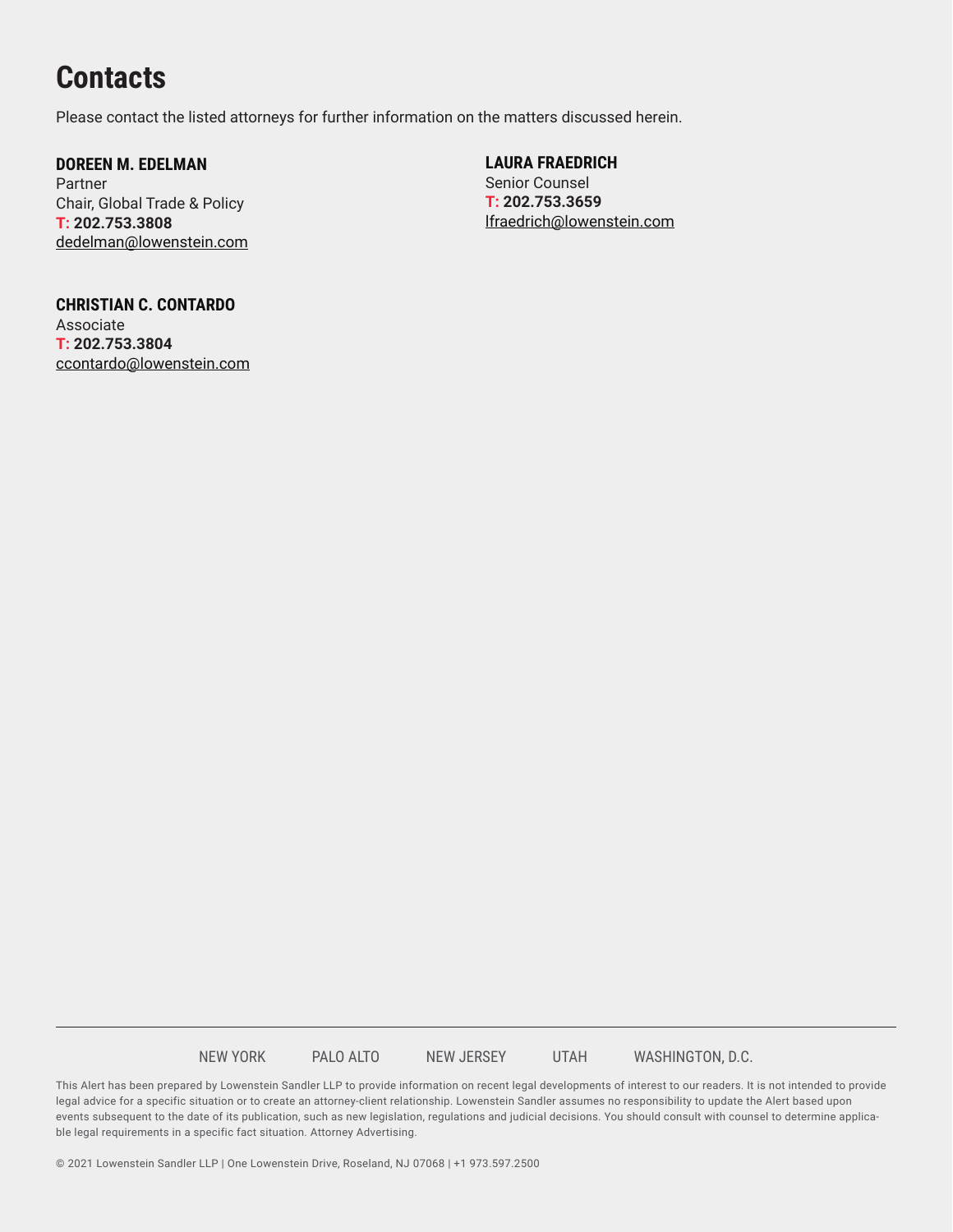# Contacts

Please contact the listed attorneys for further information on the matters discussed herein.

**DOREEN M. EDELMAN**
Partner
Chair, Global Trade & Policy
**T: 202.753.3808**
dedelman@lowenstein.com

**LAURA FRAEDRICH**
Senior Counsel
**T: 202.753.3659**
lfraedrich@lowenstein.com

**CHRISTIAN C. CONTARDO**
Associate
**T: 202.753.3804**
ccontardo@lowenstein.com

NEW YORK PALO ALTO NEW JERSEY UTAH WASHINGTON, D.C.

This Alert has been prepared by Lowenstein Sandler LLP to provide information on recent legal developments of interest to our readers. It is not intended to provide legal advice for a specific situation or to create an attorney-client relationship. Lowenstein Sandler assumes no responsibility to update the Alert based upon events subsequent to the date of its publication, such as new legislation, regulations and judicial decisions. You should consult with counsel to determine applicable legal requirements in a specific fact situation. Attorney Advertising.

© 2021 Lowenstein Sandler LLP | One Lowenstein Drive, Roseland, NJ 07068 | +1 973.597.2500